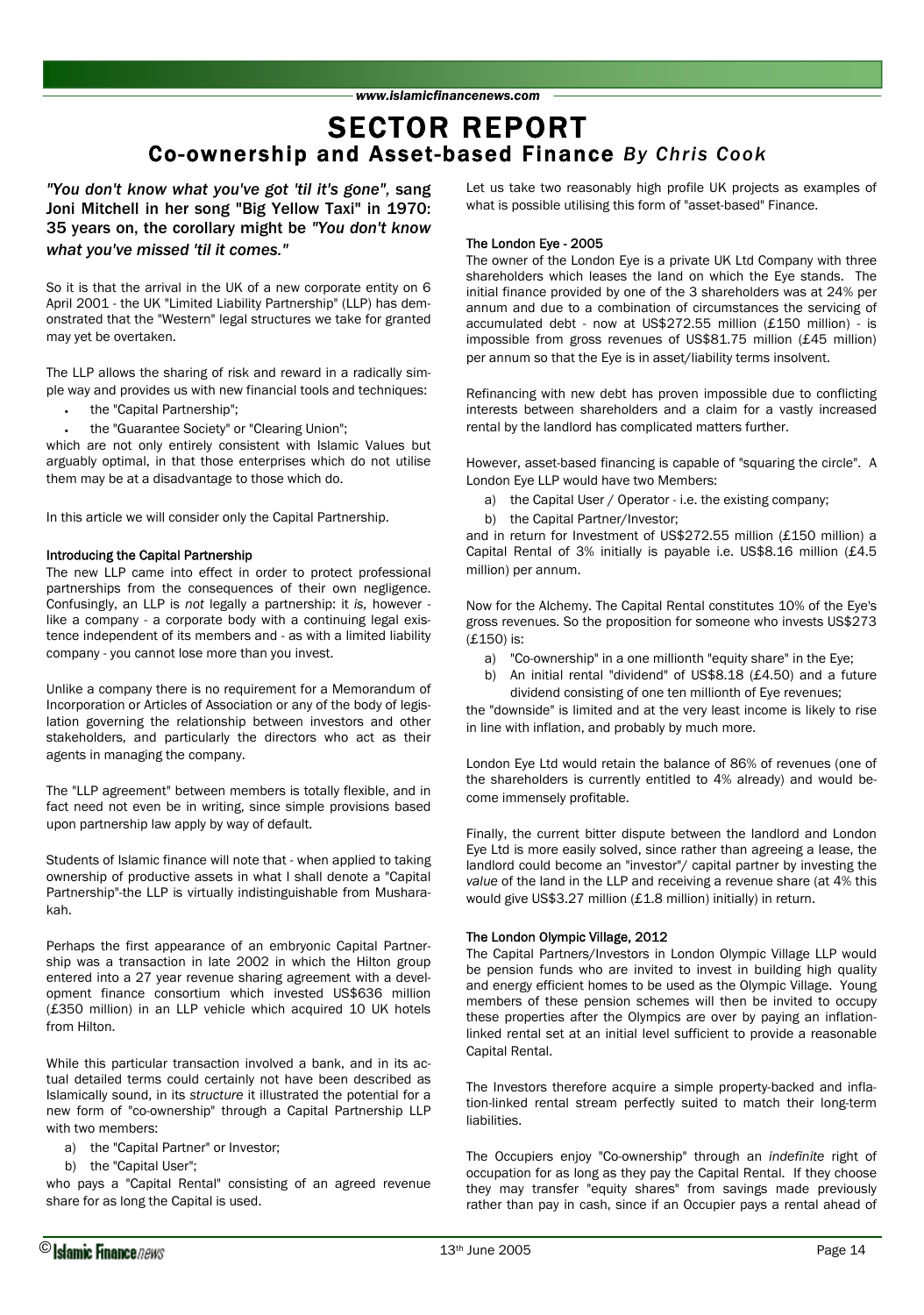# SECTOR REPORT

## Co-ownership and Asset-based Finance *By Chris Cook*

***"You don't know what you've got 'til it's gone",* sang Joni Mitchell in her song "Big Yellow Taxi" in 1970: 35 years on, the corollary might be *"You don't know what you've missed 'til it comes."***

So it is that the arrival in the UK of a new corporate entity on 6 April 2001 - the UK "Limited Liability Partnership" (LLP) has demonstrated that the "Western" legal structures we take for granted may yet be overtaken.

The LLP allows the sharing of risk and reward in a radically simple way and provides us with new financial tools and techniques:

- the "Capital Partnership";
- the "Guarantee Society" or "Clearing Union";

which are not only entirely consistent with Islamic Values but arguably optimal, in that those enterprises which do not utilise them may be at a disadvantage to those which do.

In this article we will consider only the Capital Partnership.

**Introducing the Capital Partnership**

The new LLP came into effect in order to protect professional partnerships from the consequences of their own negligence. Confusingly, an LLP is *not* legally a partnership: it *is,* however - like a company - a corporate body with a continuing legal existence independent of its members and - as with a limited liability company - you cannot lose more than you invest.

Unlike a company there is no requirement for a Memorandum of Incorporation or Articles of Association or any of the body of legislation governing the relationship between investors and other stakeholders, and particularly the directors who act as their agents in managing the company.

The "LLP agreement" between members is totally flexible, and in fact need not even be in writing, since simple provisions based upon partnership law apply by way of default.

Students of Islamic finance will note that - when applied to taking ownership of productive assets in what I shall denote a "Capital Partnership"-the LLP is virtually indistinguishable from Musharakah.

Perhaps the first appearance of an embryonic Capital Partnership was a transaction in late 2002 in which the Hilton group entered into a 27 year revenue sharing agreement with a development finance consortium which invested US$636 million (£350 million) in an LLP vehicle which acquired 10 UK hotels from Hilton.

While this particular transaction involved a bank, and in its actual detailed terms could certainly not have been described as Islamically sound, in its *structure* it illustrated the potential for a new form of "co-ownership" through a Capital Partnership LLP with two members:

a) the "Capital Partner" or Investor;
b) the "Capital User";

who pays a "Capital Rental" consisting of an agreed revenue share for as long the Capital is used.

Let us take two reasonably high profile UK projects as examples of what is possible utilising this form of "asset-based" Finance.

**The London Eye - 2005**

The owner of the London Eye is a private UK Ltd Company with three shareholders which leases the land on which the Eye stands. The initial finance provided by one of the 3 shareholders was at 24% per annum and due to a combination of circumstances the servicing of accumulated debt - now at US$272.55 million (£150 million) - is impossible from gross revenues of US$81.75 million (£45 million) per annum so that the Eye is in asset/liability terms insolvent.

Refinancing with new debt has proven impossible due to conflicting interests between shareholders and a claim for a vastly increased rental by the landlord has complicated matters further.

However, asset-based financing is capable of "squaring the circle". A London Eye LLP would have two Members:

a) the Capital User / Operator - i.e. the existing company;
b) the Capital Partner/Investor;

and in return for Investment of US$272.55 million (£150 million) a Capital Rental of 3% initially is payable i.e. US$8.16 million (£4.5 million) per annum.

Now for the Alchemy. The Capital Rental constitutes 10% of the Eye's gross revenues. So the proposition for someone who invests US$273 (£150) is:

a) "Co-ownership" in a one millionth "equity share" in the Eye;
b) An initial rental "dividend" of US$8.18 (£4.50) and a future dividend consisting of one ten millionth of Eye revenues;

the "downside" is limited and at the very least income is likely to rise in line with inflation, and probably by much more.

London Eye Ltd would retain the balance of 86% of revenues (one of the shareholders is currently entitled to 4% already) and would become immensely profitable.

Finally, the current bitter dispute between the landlord and London Eye Ltd is more easily solved, since rather than agreeing a lease, the landlord could become an "investor"/ capital partner by investing the *value* of the land in the LLP and receiving a revenue share (at 4% this would give US$3.27 million (£1.8 million) initially) in return.

**The London Olympic Village, 2012**

The Capital Partners/Investors in London Olympic Village LLP would be pension funds who are invited to invest in building high quality and energy efficient homes to be used as the Olympic Village. Young members of these pension schemes will then be invited to occupy these properties after the Olympics are over by paying an inflation-linked rental set at an initial level sufficient to provide a reasonable Capital Rental.

The Investors therefore acquire a simple property-backed and inflation-linked rental stream perfectly suited to match their long-term liabilities.

The Occupiers enjoy "Co-ownership" through an *indefinite* right of occupation for as long as they pay the Capital Rental. If they choose they may transfer "equity shares" from savings made previously rather than pay in cash, since if an Occupier pays a rental ahead of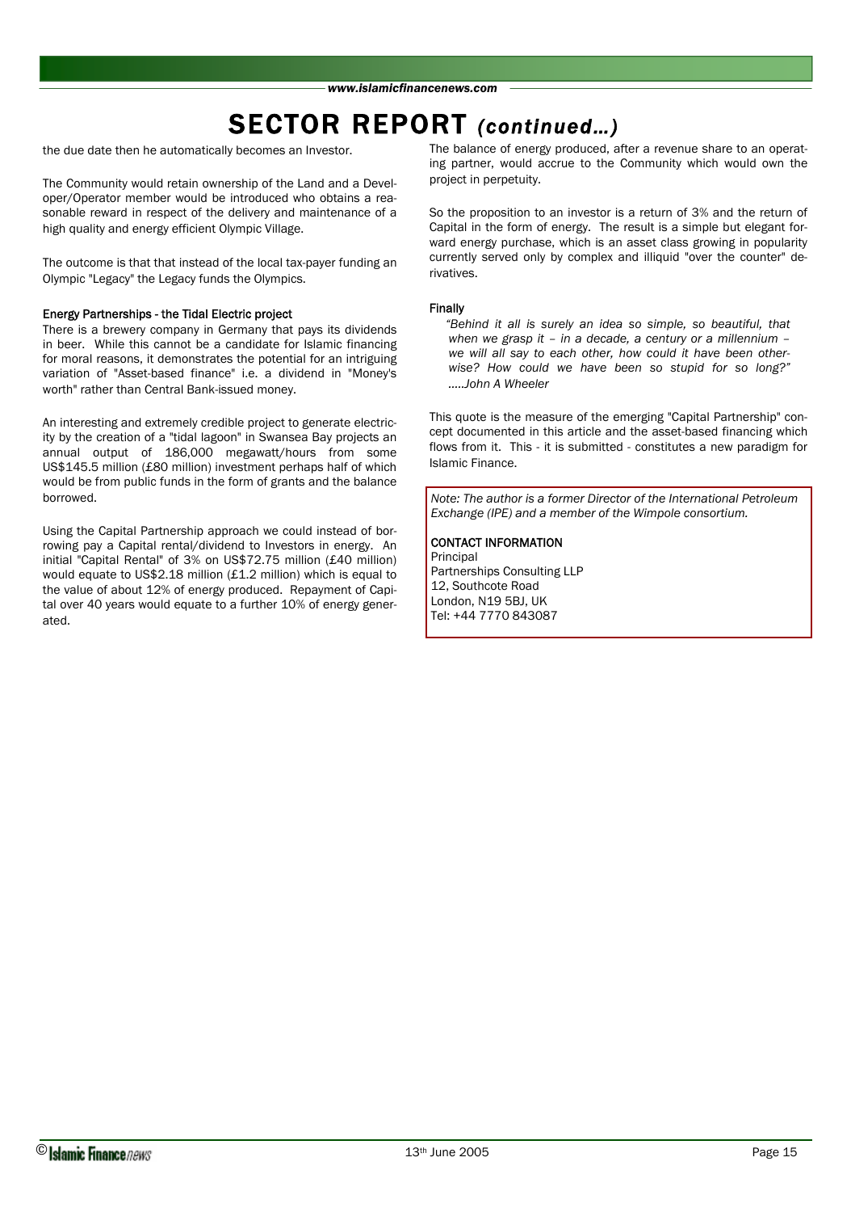# SECTOR REPORT *(continued...)*

the due date then he automatically becomes an Investor.

The Community would retain ownership of the Land and a Developer/Operator member would be introduced who obtains a reasonable reward in respect of the delivery and maintenance of a high quality and energy efficient Olympic Village.

The outcome is that that instead of the local tax-payer funding an Olympic "Legacy" the Legacy funds the Olympics.

**Energy Partnerships - the Tidal Electric project**

There is a brewery company in Germany that pays its dividends in beer. While this cannot be a candidate for Islamic financing for moral reasons, it demonstrates the potential for an intriguing variation of "Asset-based finance" i.e. a dividend in "Money's worth" rather than Central Bank-issued money.

An interesting and extremely credible project to generate electricity by the creation of a "tidal lagoon" in Swansea Bay projects an annual output of 186,000 megawatt/hours from some US$145.5 million (£80 million) investment perhaps half of which would be from public funds in the form of grants and the balance borrowed.

Using the Capital Partnership approach we could instead of borrowing pay a Capital rental/dividend to Investors in energy. An initial "Capital Rental" of 3% on US$72.75 million (£40 million) would equate to US$2.18 million (£1.2 million) which is equal to the value of about 12% of energy produced. Repayment of Capital over 40 years would equate to a further 10% of energy generated.

The balance of energy produced, after a revenue share to an operating partner, would accrue to the Community which would own the project in perpetuity.

So the proposition to an investor is a return of 3% and the return of Capital in the form of energy. The result is a simple but elegant forward energy purchase, which is an asset class growing in popularity currently served only by complex and illiquid "over the counter" derivatives.

**Finally**

> *"Behind it all is surely an idea so simple, so beautiful, that when we grasp it – in a decade, a century or a millennium – we will all say to each other, how could it have been otherwise? How could we have been so stupid for so long?" .....John A Wheeler*

This quote is the measure of the emerging "Capital Partnership" concept documented in this article and the asset-based financing which flows from it. This - it is submitted - constitutes a new paradigm for Islamic Finance.

*Note: The author is a former Director of the International Petroleum Exchange (IPE) and a member of the Wimpole consortium.*

**CONTACT INFORMATION**

Principal
Partnerships Consulting LLP
12, Southcote Road
London, N19 5BJ, UK
Tel: +44 7770 843087